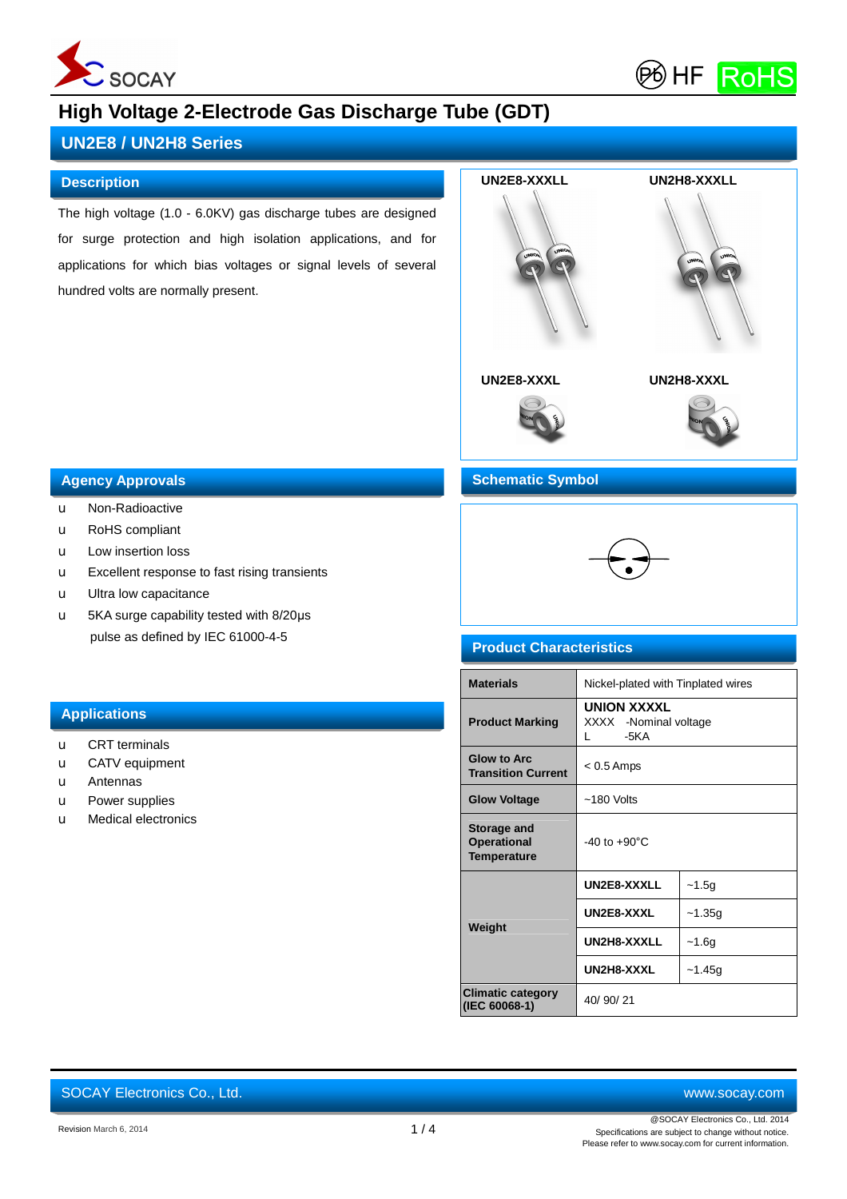# High Voltage 2-Electrode Gas Discharge Tube (GDT)

## UN2E8 / UN2H8 Series

### Description

The high voltage (1.0 - 6.0KV) gas discharge tubes are designed for surge protection and high isolation applications, and for applications for which bias voltages or signal levels of several hundred volts are normally present.

UN2E8-XXXLL

UN2H8-XXXLL

UN2E8-XXXL

UN2H8-XXXL

### Agency Approvals

- Non-Radioactive
- RoHS compliant
- Low insertion loss
- Excellent response to fast rising transients
- Ultra low capacitance
- 5KA surge capability tested with 8/20μs pulse as defined by IEC 61000-4-5

### Applications

- CRT terminals
- CATV equipment
- Antennas
- Power supplies
- Medical electronics

### Schematic Symbol

### Product Characteristics

| | | |
|---|---|---|
| **Materials** | Nickel-plated with Tinplated wires | |
| **Product Marking** | **UNION XXXXL**<br>XXXX -Nominal voltage<br>L -5KA | |
| **Glow to Arc Transition Current** | < 0.5 Amps | |
| **Glow Voltage** | ~180 Volts | |
| **Storage and Operational Temperature** | -40 to +90°C | |
| **Weight** | **UN2E8-XXXLL** | ~1.5g |
| | **UN2E8-XXXL** | ~1.35g |
| | **UN2H8-XXXLL** | ~1.6g |
| | **UN2H8-XXXL** | ~1.45g |
| **Climatic category (IEC 60068-1)** | 40/ 90/ 21 | |

SOCAY Electronics Co., Ltd. www.socay.com

Revision March 6, 2014

@SOCAY Electronics Co., Ltd. 2014
Specifications are subject to change without notice.
Please refer to www.socay.com for current information.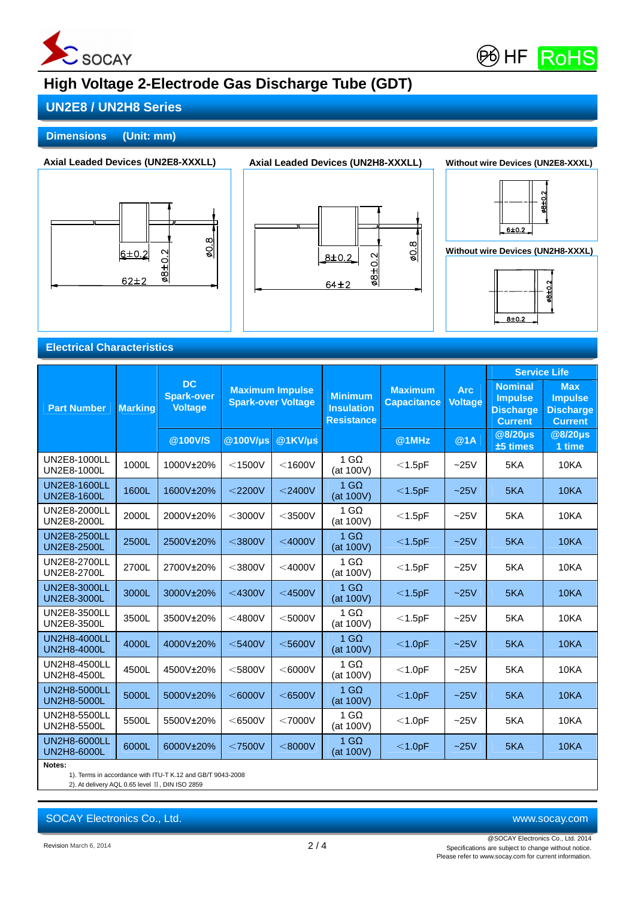# High Voltage 2-Electrode Gas Discharge Tube (GDT)

## UN2E8 / UN2H8 Series

## Dimensions (Unit: mm)

**Axial Leaded Devices (UN2E8-XXXLL)**

6±0.2
62±2
ø8±0.2
ø0.8

**Axial Leaded Devices (UN2H8-XXXLL)**

8±0.2
64±2
ø8±0.2
ø0.8

**Without wire Devices (UN2E8-XXXL)**

6±0.2
ø8±0.2

**Without wire Devices (UN2H8-XXXL)**

8±0.2
ø8±0.2

## Electrical Characteristics

| Part Number | Marking | DC Spark-over Voltage | Maximum Impulse Spark-over Voltage | | Minimum Insulation Resistance | Maximum Capacitance | Arc Voltage | Service Life | |
|---|---|---|---|---|---|---|---|---|---|
| | | | | | | | | Nominal Impulse Discharge Current | Max Impulse Discharge Current |
| | | @100V/S | @100V/μs | @1KV/μs | | @1MHz | @1A | @8/20μs ±5 times | @8/20μs 1 time |
| UN2E8-1000LL UN2E8-1000L | 1000L | 1000V±20% | <1500V | <1600V | 1 GΩ (at 100V) | <1.5pF | ~25V | 5KA | 10KA |
| UN2E8-1600LL UN2E8-1600L | 1600L | 1600V±20% | <2200V | <2400V | 1 GΩ (at 100V) | <1.5pF | ~25V | 5KA | 10KA |
| UN2E8-2000LL UN2E8-2000L | 2000L | 2000V±20% | <3000V | <3500V | 1 GΩ (at 100V) | <1.5pF | ~25V | 5KA | 10KA |
| UN2E8-2500LL UN2E8-2500L | 2500L | 2500V±20% | <3800V | <4000V | 1 GΩ (at 100V) | <1.5pF | ~25V | 5KA | 10KA |
| UN2E8-2700LL UN2E8-2700L | 2700L | 2700V±20% | <3800V | <4000V | 1 GΩ (at 100V) | <1.5pF | ~25V | 5KA | 10KA |
| UN2E8-3000LL UN2E8-3000L | 3000L | 3000V±20% | <4300V | <4500V | 1 GΩ (at 100V) | <1.5pF | ~25V | 5KA | 10KA |
| UN2E8-3500LL UN2E8-3500L | 3500L | 3500V±20% | <4800V | <5000V | 1 GΩ (at 100V) | <1.5pF | ~25V | 5KA | 10KA |
| UN2H8-4000LL UN2H8-4000L | 4000L | 4000V±20% | <5400V | <5600V | 1 GΩ (at 100V) | <1.0pF | ~25V | 5KA | 10KA |
| UN2H8-4500LL UN2H8-4500L | 4500L | 4500V±20% | <5800V | <6000V | 1 GΩ (at 100V) | <1.0pF | ~25V | 5KA | 10KA |
| UN2H8-5000LL UN2H8-5000L | 5000L | 5000V±20% | <6000V | <6500V | 1 GΩ (at 100V) | <1.0pF | ~25V | 5KA | 10KA |
| UN2H8-5500LL UN2H8-5500L | 5500L | 5500V±20% | <6500V | <7000V | 1 GΩ (at 100V) | <1.0pF | ~25V | 5KA | 10KA |
| UN2H8-6000LL UN2H8-6000L | 6000L | 6000V±20% | <7500V | <8000V | 1 GΩ (at 100V) | <1.0pF | ~25V | 5KA | 10KA |

**Notes:**

1). Terms in accordance with ITU-T K.12 and GB/T 9043-2008
2). At delivery AQL 0.65 level Ⅱ, DIN ISO 2859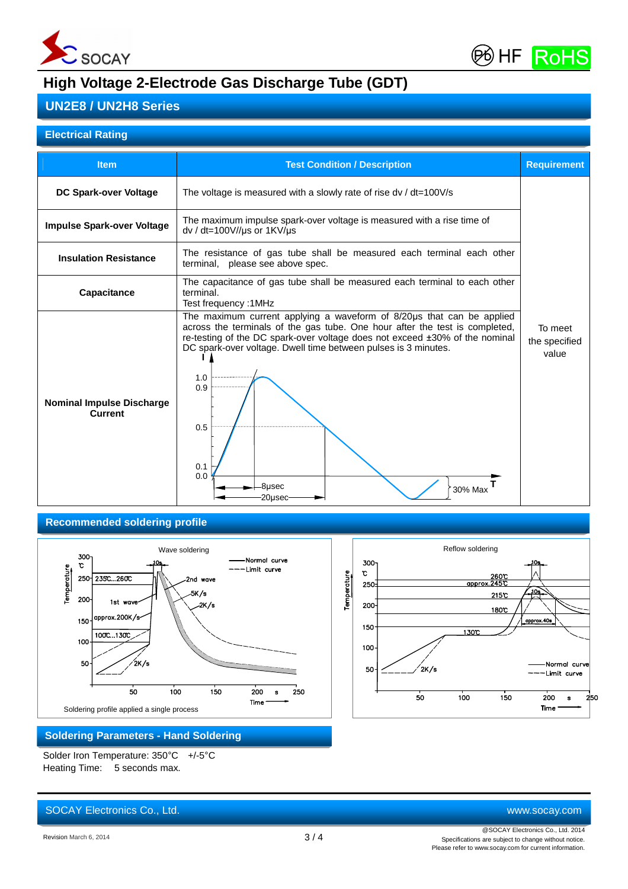# High Voltage 2-Electrode Gas Discharge Tube (GDT)

## UN2E8 / UN2H8 Series

### Electrical Rating

| Item | Test Condition / Description | Requirement |
|---|---|---|
| **DC Spark-over Voltage** | The voltage is measured with a slowly rate of rise dv / dt=100V/s | To meet the specified value |
| **Impulse Spark-over Voltage** | The maximum impulse spark-over voltage is measured with a rise time of dv / dt=100V//µs or 1KV/µs | |
| **Insulation Resistance** | The resistance of gas tube shall be measured each terminal each other terminal, please see above spec. | |
| **Capacitance** | The capacitance of gas tube shall be measured each terminal to each other terminal. Test frequency :1MHz | |
| **Nominal Impulse Discharge Current** | The maximum current applying a waveform of 8/20µs that can be applied across the terminals of the gas tube. One hour after the test is completed, re-testing of the DC spark-over voltage does not exceed ±30% of the nominal DC spark-over voltage. Dwell time between pulses is 3 minutes. | |

### Recommended soldering profile

Soldering profile applied a single process

### Soldering Parameters - Hand Soldering

Solder Iron Temperature: 350°C +/-5°C
Heating Time: 5 seconds max.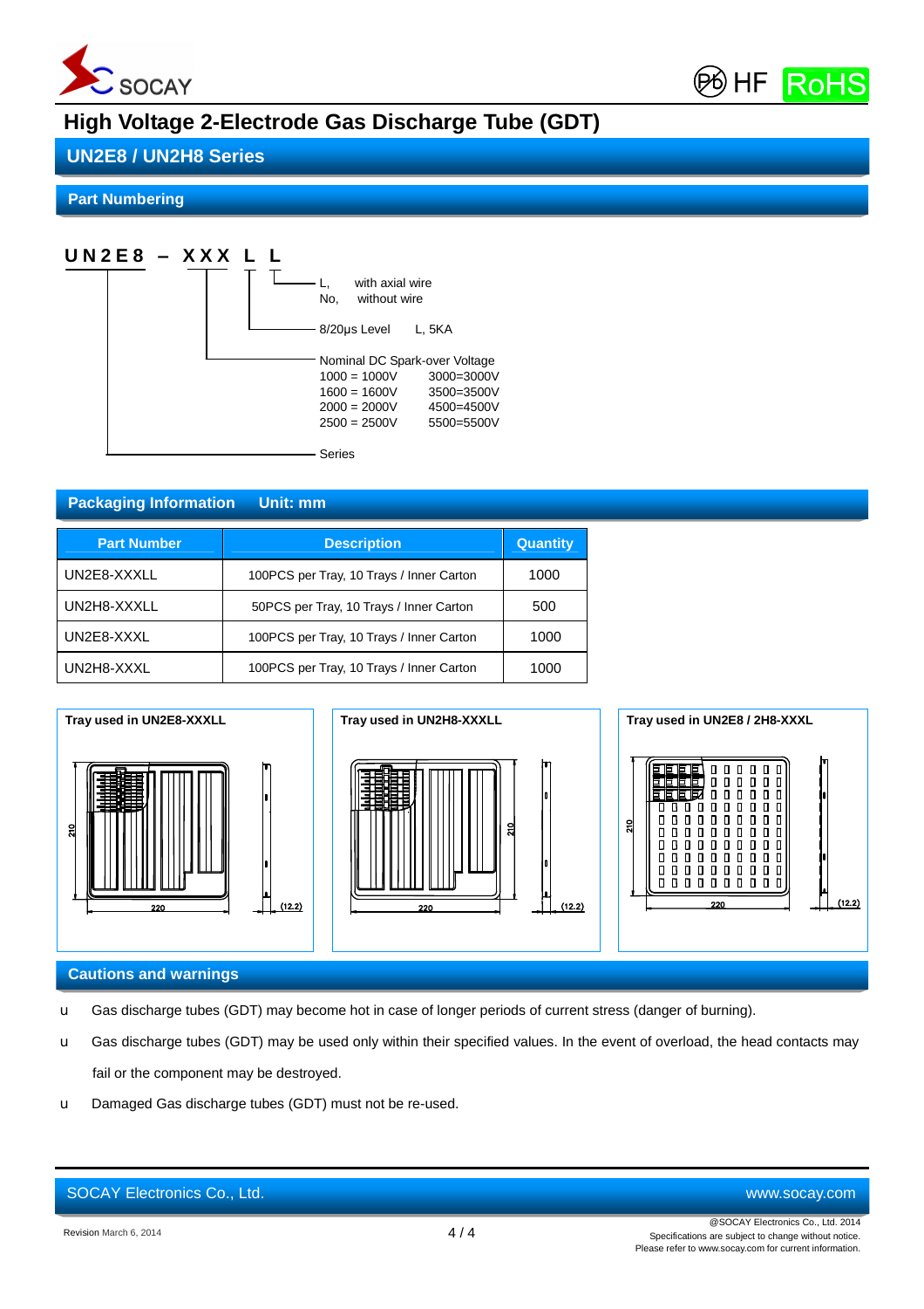# High Voltage 2-Electrode Gas Discharge Tube (GDT)

## UN2E8 / UN2H8 Series

### Part Numbering

**UN2E8 – XXX L L**

- L, with axial wire
- No, without wire

8/20μs Level L, 5KA

Nominal DC Spark-over Voltage

| | |
|---|---|
| 1000 = 1000V | 3000=3000V |
| 1600 = 1600V | 3500=3500V |
| 2000 = 2000V | 4500=4500V |
| 2500 = 2500V | 5500=5500V |

Series

### Packaging Information Unit: mm

| Part Number | Description | Quantity |
|---|---|---|
| UN2E8-XXXLL | 100PCS per Tray, 10 Trays / Inner Carton | 1000 |
| UN2H8-XXXLL | 50PCS per Tray, 10 Trays / Inner Carton | 500 |
| UN2E8-XXXL | 100PCS per Tray, 10 Trays / Inner Carton | 1000 |
| UN2H8-XXXL | 100PCS per Tray, 10 Trays / Inner Carton | 1000 |

**Tray used in UN2E8-XXXLL**

210
220
(12.2)

**Tray used in UN2H8-XXXLL**

210
220
(12.2)

**Tray used in UN2E8 / 2H8-XXXL**

210
220
(12.2)

### Cautions and warnings

- Gas discharge tubes (GDT) may become hot in case of longer periods of current stress (danger of burning).
- Gas discharge tubes (GDT) may be used only within their specified values. In the event of overload, the head contacts may fail or the component may be destroyed.
- Damaged Gas discharge tubes (GDT) must not be re-used.